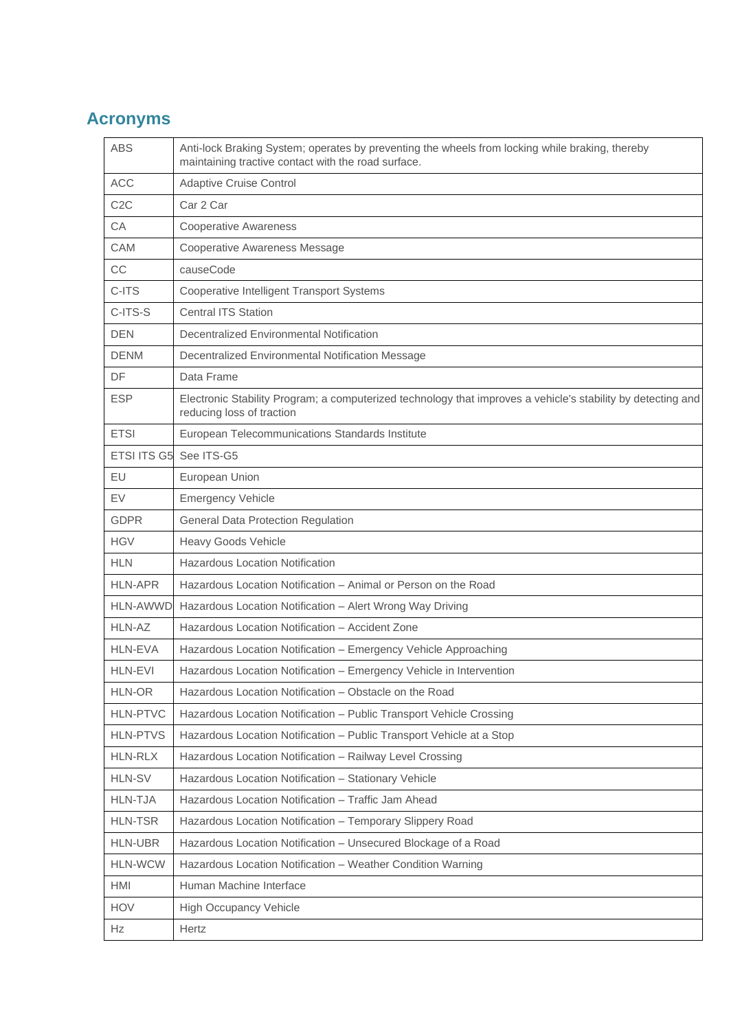## Acronyms

| | |
|---|---|
| ABS | Anti-lock Braking System; operates by preventing the wheels from locking while braking, thereby maintaining tractive contact with the road surface. |
| ACC | Adaptive Cruise Control |
| C2C | Car 2 Car |
| CA | Cooperative Awareness |
| CAM | Cooperative Awareness Message |
| CC | causeCode |
| C-ITS | Cooperative Intelligent Transport Systems |
| C-ITS-S | Central ITS Station |
| DEN | Decentralized Environmental Notification |
| DENM | Decentralized Environmental Notification Message |
| DF | Data Frame |
| ESP | Electronic Stability Program; a computerized technology that improves a vehicle's stability by detecting and reducing loss of traction |
| ETSI | European Telecommunications Standards Institute |
| ETSI ITS G5 | See ITS-G5 |
| EU | European Union |
| EV | Emergency Vehicle |
| GDPR | General Data Protection Regulation |
| HGV | Heavy Goods Vehicle |
| HLN | Hazardous Location Notification |
| HLN-APR | Hazardous Location Notification – Animal or Person on the Road |
| HLN-AWWD | Hazardous Location Notification – Alert Wrong Way Driving |
| HLN-AZ | Hazardous Location Notification – Accident Zone |
| HLN-EVA | Hazardous Location Notification – Emergency Vehicle Approaching |
| HLN-EVI | Hazardous Location Notification – Emergency Vehicle in Intervention |
| HLN-OR | Hazardous Location Notification – Obstacle on the Road |
| HLN-PTVC | Hazardous Location Notification – Public Transport Vehicle Crossing |
| HLN-PTVS | Hazardous Location Notification – Public Transport Vehicle at a Stop |
| HLN-RLX | Hazardous Location Notification – Railway Level Crossing |
| HLN-SV | Hazardous Location Notification – Stationary Vehicle |
| HLN-TJA | Hazardous Location Notification – Traffic Jam Ahead |
| HLN-TSR | Hazardous Location Notification – Temporary Slippery Road |
| HLN-UBR | Hazardous Location Notification – Unsecured Blockage of a Road |
| HLN-WCW | Hazardous Location Notification – Weather Condition Warning |
| HMI | Human Machine Interface |
| HOV | High Occupancy Vehicle |
| Hz | Hertz |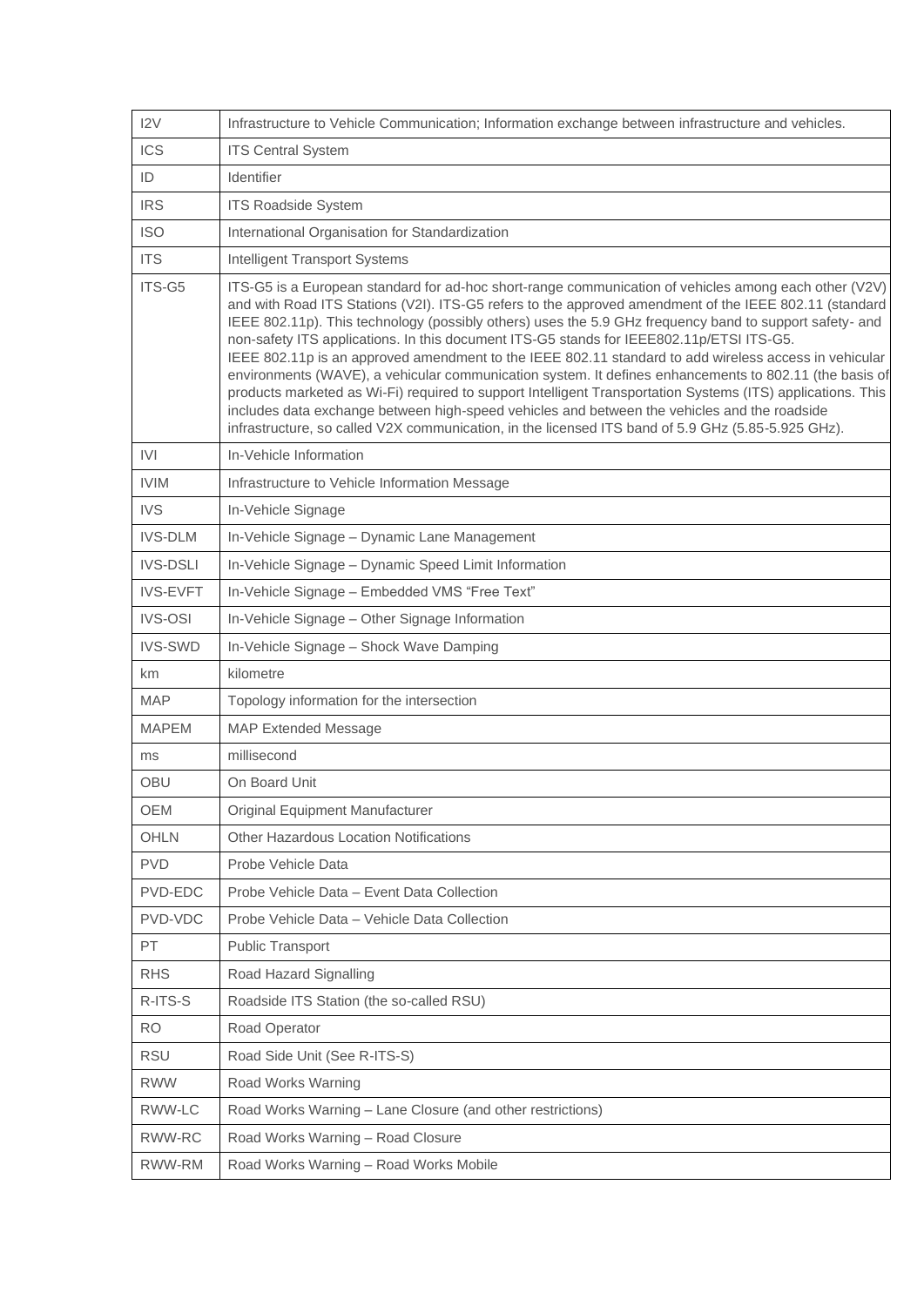| | |
|---|---|
| I2V | Infrastructure to Vehicle Communication; Information exchange between infrastructure and vehicles. |
| ICS | ITS Central System |
| ID | Identifier |
| IRS | ITS Roadside System |
| ISO | International Organisation for Standardization |
| ITS | Intelligent Transport Systems |
| ITS-G5 | ITS-G5 is a European standard for ad-hoc short-range communication of vehicles among each other (V2V) and with Road ITS Stations (V2I). ITS-G5 refers to the approved amendment of the IEEE 802.11 (standard IEEE 802.11p). This technology (possibly others) uses the 5.9 GHz frequency band to support safety- and non-safety ITS applications. In this document ITS-G5 stands for IEEE802.11p/ETSI ITS-G5.<br>IEEE 802.11p is an approved amendment to the IEEE 802.11 standard to add wireless access in vehicular environments (WAVE), a vehicular communication system. It defines enhancements to 802.11 (the basis of products marketed as Wi-Fi) required to support Intelligent Transportation Systems (ITS) applications. This includes data exchange between high-speed vehicles and between the vehicles and the roadside infrastructure, so called V2X communication, in the licensed ITS band of 5.9 GHz (5.85-5.925 GHz). |
| IVI | In-Vehicle Information |
| IVIM | Infrastructure to Vehicle Information Message |
| IVS | In-Vehicle Signage |
| IVS-DLM | In-Vehicle Signage – Dynamic Lane Management |
| IVS-DSLI | In-Vehicle Signage – Dynamic Speed Limit Information |
| IVS-EVFT | In-Vehicle Signage – Embedded VMS "Free Text" |
| IVS-OSI | In-Vehicle Signage – Other Signage Information |
| IVS-SWD | In-Vehicle Signage – Shock Wave Damping |
| km | kilometre |
| MAP | Topology information for the intersection |
| MAPEM | MAP Extended Message |
| ms | millisecond |
| OBU | On Board Unit |
| OEM | Original Equipment Manufacturer |
| OHLN | Other Hazardous Location Notifications |
| PVD | Probe Vehicle Data |
| PVD-EDC | Probe Vehicle Data – Event Data Collection |
| PVD-VDC | Probe Vehicle Data – Vehicle Data Collection |
| PT | Public Transport |
| RHS | Road Hazard Signalling |
| R-ITS-S | Roadside ITS Station (the so-called RSU) |
| RO | Road Operator |
| RSU | Road Side Unit (See R-ITS-S) |
| RWW | Road Works Warning |
| RWW-LC | Road Works Warning – Lane Closure (and other restrictions) |
| RWW-RC | Road Works Warning – Road Closure |
| RWW-RM | Road Works Warning – Road Works Mobile |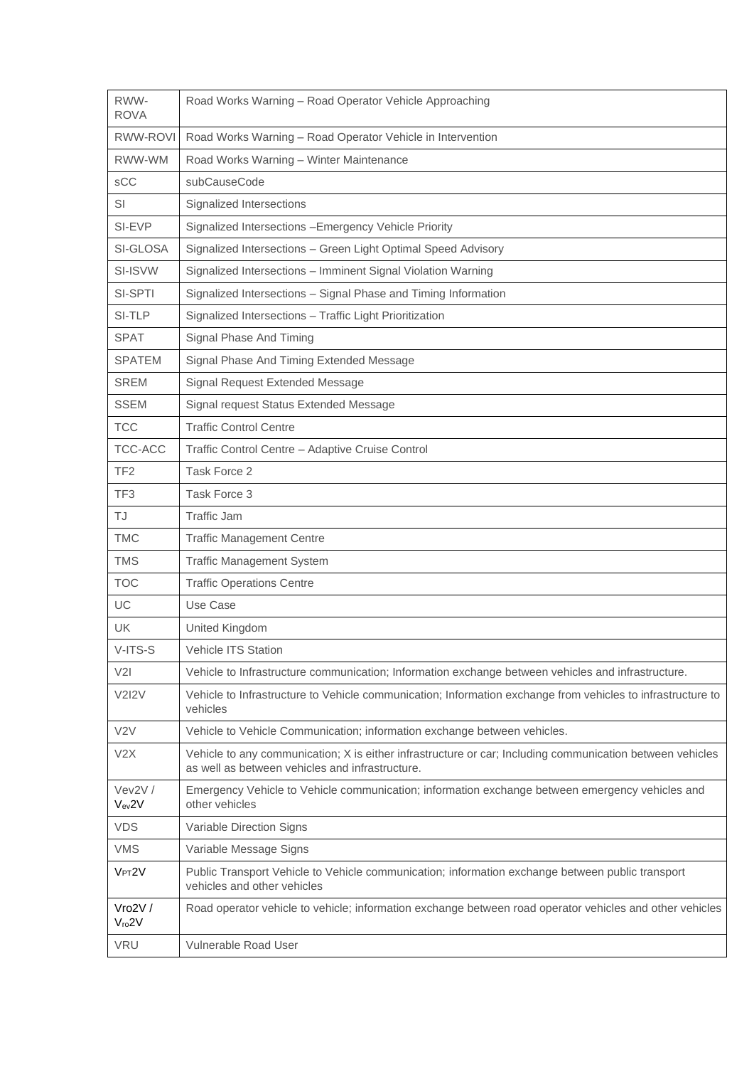| | |
|---|---|
| RWW-ROVA | Road Works Warning – Road Operator Vehicle Approaching |
| RWW-ROVI | Road Works Warning – Road Operator Vehicle in Intervention |
| RWW-WM | Road Works Warning – Winter Maintenance |
| sCC | subCauseCode |
| SI | Signalized Intersections |
| SI-EVP | Signalized Intersections –Emergency Vehicle Priority |
| SI-GLOSA | Signalized Intersections – Green Light Optimal Speed Advisory |
| SI-ISVW | Signalized Intersections – Imminent Signal Violation Warning |
| SI-SPTI | Signalized Intersections – Signal Phase and Timing Information |
| SI-TLP | Signalized Intersections – Traffic Light Prioritization |
| SPAT | Signal Phase And Timing |
| SPATEM | Signal Phase And Timing Extended Message |
| SREM | Signal Request Extended Message |
| SSEM | Signal request Status Extended Message |
| TCC | Traffic Control Centre |
| TCC-ACC | Traffic Control Centre – Adaptive Cruise Control |
| TF2 | Task Force 2 |
| TF3 | Task Force 3 |
| TJ | Traffic Jam |
| TMC | Traffic Management Centre |
| TMS | Traffic Management System |
| TOC | Traffic Operations Centre |
| UC | Use Case |
| UK | United Kingdom |
| V-ITS-S | Vehicle ITS Station |
| V2I | Vehicle to Infrastructure communication; Information exchange between vehicles and infrastructure. |
| V2I2V | Vehicle to Infrastructure to Vehicle communication; Information exchange from vehicles to infrastructure to vehicles |
| V2V | Vehicle to Vehicle Communication; information exchange between vehicles. |
| V2X | Vehicle to any communication; X is either infrastructure or car; Including communication between vehicles as well as between vehicles and infrastructure. |
| Vev2V / $V_{ev}2V$ | Emergency Vehicle to Vehicle communication; information exchange between emergency vehicles and other vehicles |
| VDS | Variable Direction Signs |
| VMS | Variable Message Signs |
| $V_{PT}2V$ | Public Transport Vehicle to Vehicle communication; information exchange between public transport vehicles and other vehicles |
| Vro2V / $V_{ro}2V$ | Road operator vehicle to vehicle; information exchange between road operator vehicles and other vehicles |
| VRU | Vulnerable Road User |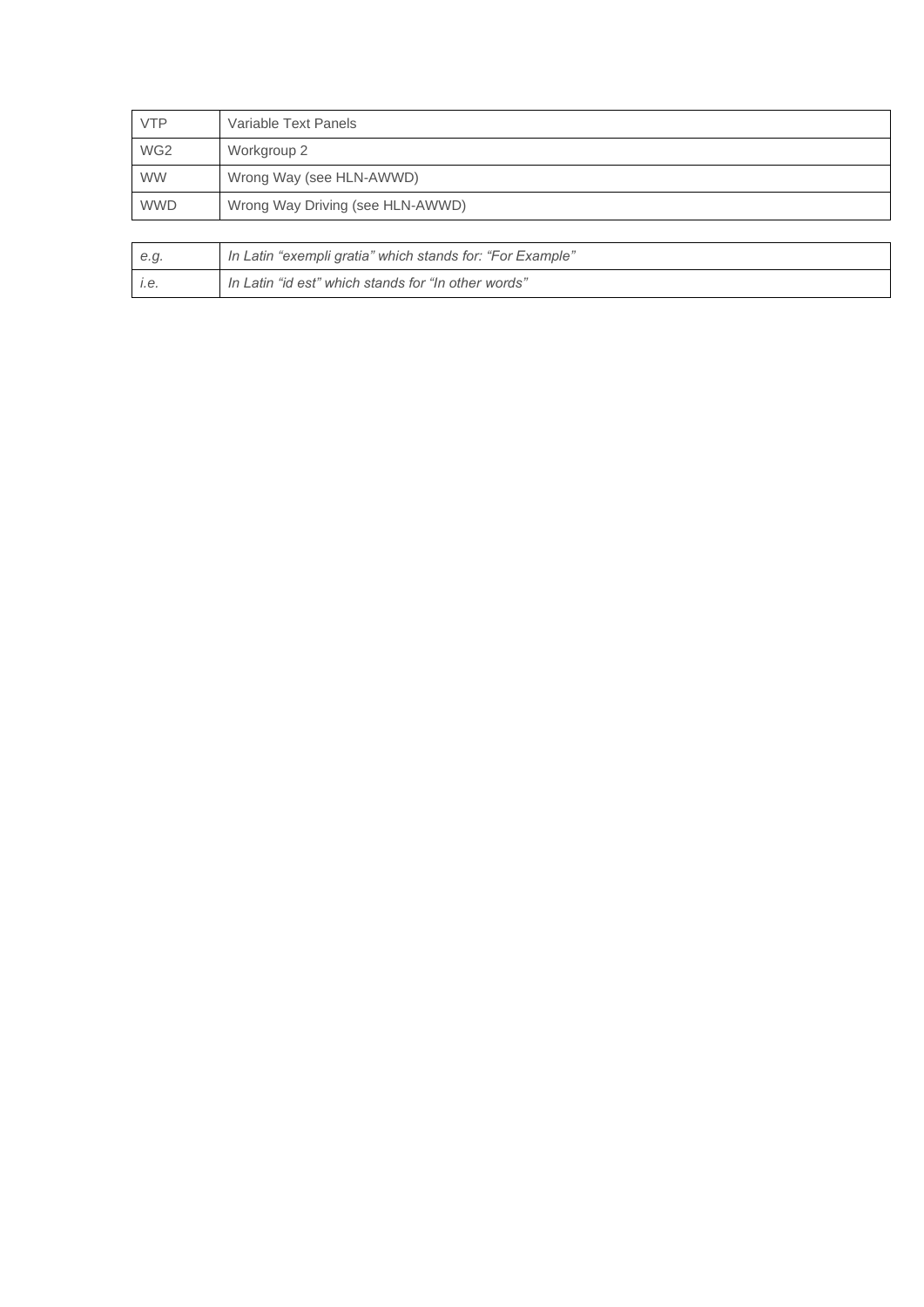| | |
|---|---|
| VTP | Variable Text Panels |
| WG2 | Workgroup 2 |
| WW | Wrong Way (see HLN-AWWD) |
| WWD | Wrong Way Driving (see HLN-AWWD) |

| | |
|---|---|
| *e.g.* | *In Latin “exempli gratia” which stands for: “For Example”* |
| *i.e.* | *In Latin “id est” which stands for “In other words”* |